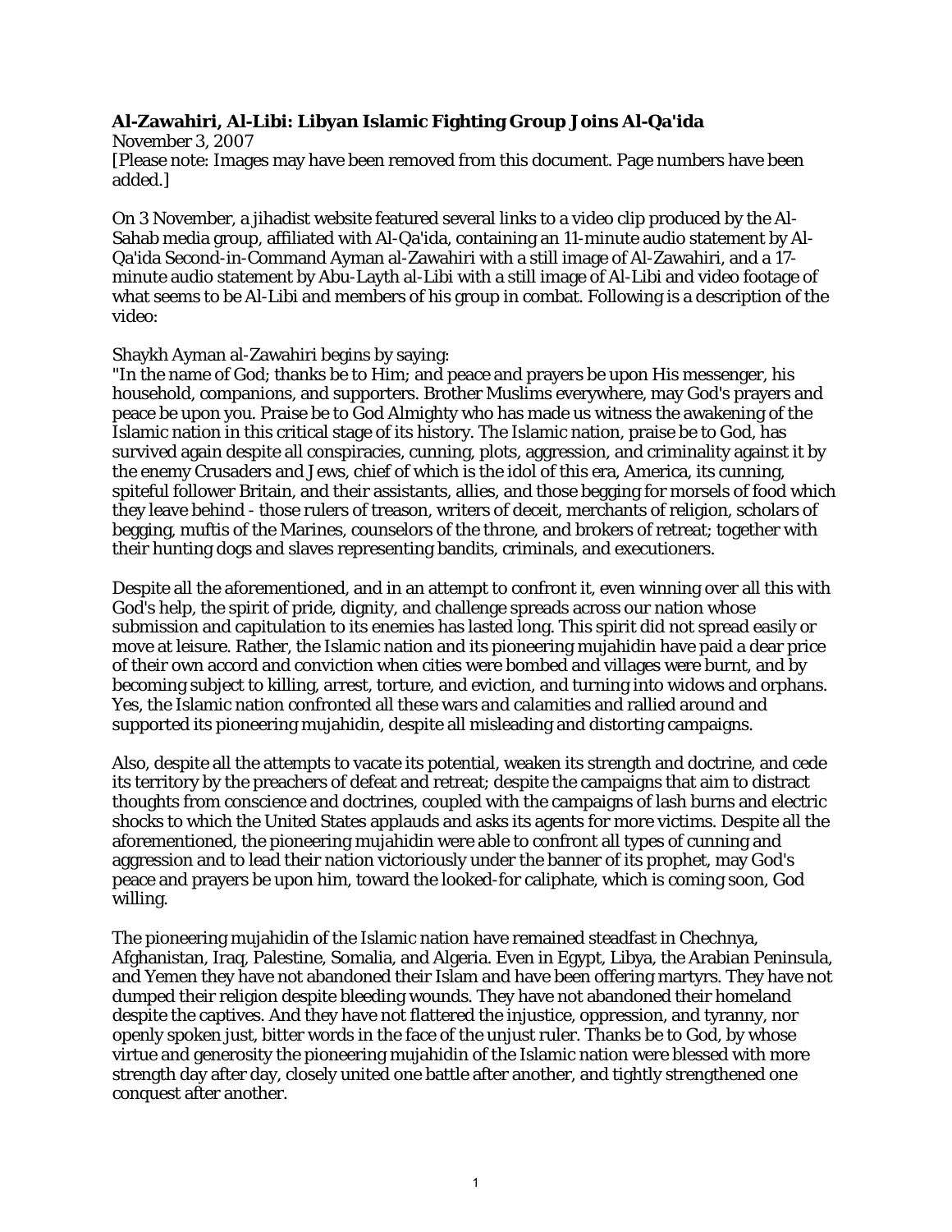**Al-Zawahiri, Al-Libi: Libyan Islamic Fighting Group Joins Al-Qa'ida**

November 3, 2007

[Please note: Images may have been removed from this document. Page numbers have been added.]

On 3 November, a jihadist website featured several links to a video clip produced by the Al-Sahab media group, affiliated with Al-Qa'ida, containing an 11-minute audio statement by Al-Qa'ida Second-in-Command Ayman al-Zawahiri with a still image of Al-Zawahiri, and a 17-minute audio statement by Abu-Layth al-Libi with a still image of Al-Libi and video footage of what seems to be Al-Libi and members of his group in combat. Following is a description of the video:

Shaykh Ayman al-Zawahiri begins by saying:

"In the name of God; thanks be to Him; and peace and prayers be upon His messenger, his household, companions, and supporters. Brother Muslims everywhere, may God's prayers and peace be upon you. Praise be to God Almighty who has made us witness the awakening of the Islamic nation in this critical stage of its history. The Islamic nation, praise be to God, has survived again despite all conspiracies, cunning, plots, aggression, and criminality against it by the enemy Crusaders and Jews, chief of which is the idol of this era, America, its cunning, spiteful follower Britain, and their assistants, allies, and those begging for morsels of food which they leave behind - those rulers of treason, writers of deceit, merchants of religion, scholars of begging, muftis of the Marines, counselors of the throne, and brokers of retreat; together with their hunting dogs and slaves representing bandits, criminals, and executioners.

Despite all the aforementioned, and in an attempt to confront it, even winning over all this with God's help, the spirit of pride, dignity, and challenge spreads across our nation whose submission and capitulation to its enemies has lasted long. This spirit did not spread easily or move at leisure. Rather, the Islamic nation and its pioneering mujahidin have paid a dear price of their own accord and conviction when cities were bombed and villages were burnt, and by becoming subject to killing, arrest, torture, and eviction, and turning into widows and orphans. Yes, the Islamic nation confronted all these wars and calamities and rallied around and supported its pioneering mujahidin, despite all misleading and distorting campaigns.

Also, despite all the attempts to vacate its potential, weaken its strength and doctrine, and cede its territory by the preachers of defeat and retreat; despite the campaigns that aim to distract thoughts from conscience and doctrines, coupled with the campaigns of lash burns and electric shocks to which the United States applauds and asks its agents for more victims. Despite all the aforementioned, the pioneering mujahidin were able to confront all types of cunning and aggression and to lead their nation victoriously under the banner of its prophet, may God's peace and prayers be upon him, toward the looked-for caliphate, which is coming soon, God willing.

The pioneering mujahidin of the Islamic nation have remained steadfast in Chechnya, Afghanistan, Iraq, Palestine, Somalia, and Algeria. Even in Egypt, Libya, the Arabian Peninsula, and Yemen they have not abandoned their Islam and have been offering martyrs. They have not dumped their religion despite bleeding wounds. They have not abandoned their homeland despite the captives. And they have not flattered the injustice, oppression, and tyranny, nor openly spoken just, bitter words in the face of the unjust ruler. Thanks be to God, by whose virtue and generosity the pioneering mujahidin of the Islamic nation were blessed with more strength day after day, closely united one battle after another, and tightly strengthened one conquest after another.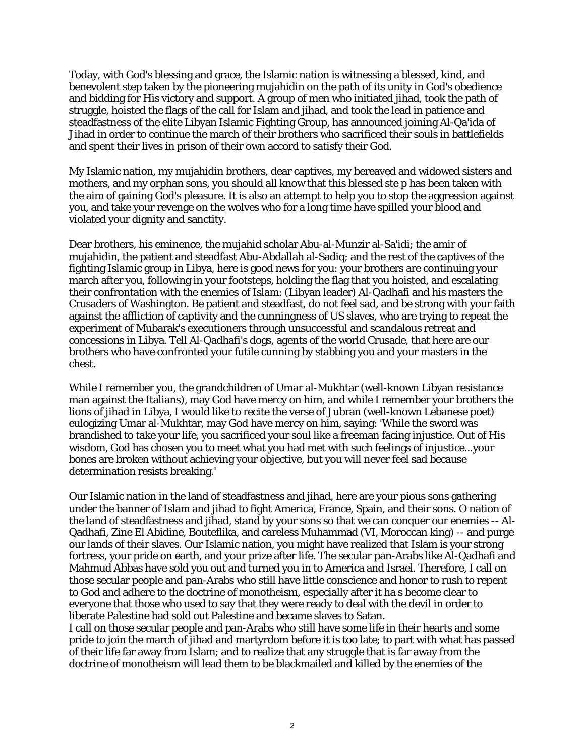Today, with God's blessing and grace, the Islamic nation is witnessing a blessed, kind, and benevolent step taken by the pioneering mujahidin on the path of its unity in God's obedience and bidding for His victory and support. A group of men who initiated jihad, took the path of struggle, hoisted the flags of the call for Islam and jihad, and took the lead in patience and steadfastness of the elite Libyan Islamic Fighting Group, has announced joining Al-Qa'ida of Jihad in order to continue the march of their brothers who sacrificed their souls in battlefields and spent their lives in prison of their own accord to satisfy their God.

My Islamic nation, my mujahidin brothers, dear captives, my bereaved and widowed sisters and mothers, and my orphan sons, you should all know that this blessed ste p has been taken with the aim of gaining God's pleasure. It is also an attempt to help you to stop the aggression against you, and take your revenge on the wolves who for a long time have spilled your blood and violated your dignity and sanctity.

Dear brothers, his eminence, the mujahid scholar Abu-al-Munzir al-Sa'idi; the amir of mujahidin, the patient and steadfast Abu-Abdallah al-Sadiq; and the rest of the captives of the fighting Islamic group in Libya, here is good news for you: your brothers are continuing your march after you, following in your footsteps, holding the flag that you hoisted, and escalating their confrontation with the enemies of Islam: (Libyan leader) Al-Qadhafi and his masters the Crusaders of Washington. Be patient and steadfast, do not feel sad, and be strong with your faith against the affliction of captivity and the cunningness of US slaves, who are trying to repeat the experiment of Mubarak's executioners through unsuccessful and scandalous retreat and concessions in Libya. Tell Al-Qadhafi's dogs, agents of the world Crusade, that here are our brothers who have confronted your futile cunning by stabbing you and your masters in the chest.

While I remember you, the grandchildren of Umar al-Mukhtar (well-known Libyan resistance man against the Italians), may God have mercy on him, and while I remember your brothers the lions of jihad in Libya, I would like to recite the verse of Jubran (well-known Lebanese poet) eulogizing Umar al-Mukhtar, may God have mercy on him, saying: 'While the sword was brandished to take your life, you sacrificed your soul like a freeman facing injustice. Out of His wisdom, God has chosen you to meet what you had met with such feelings of injustice...your bones are broken without achieving your objective, but you will never feel sad because determination resists breaking.'

Our Islamic nation in the land of steadfastness and jihad, here are your pious sons gathering under the banner of Islam and jihad to fight America, France, Spain, and their sons. O nation of the land of steadfastness and jihad, stand by your sons so that we can conquer our enemies -- Al-Qadhafi, Zine El Abidine, Bouteflika, and careless Muhammad (VI, Moroccan king) -- and purge our lands of their slaves. Our Islamic nation, you might have realized that Islam is your strong fortress, your pride on earth, and your prize after life. The secular pan-Arabs like Al-Qadhafi and Mahmud Abbas have sold you out and turned you in to America and Israel. Therefore, I call on those secular people and pan-Arabs who still have little conscience and honor to rush to repent to God and adhere to the doctrine of monotheism, especially after it ha s become clear to everyone that those who used to say that they were ready to deal with the devil in order to liberate Palestine had sold out Palestine and became slaves to Satan.
I call on those secular people and pan-Arabs who still have some life in their hearts and some pride to join the march of jihad and martyrdom before it is too late; to part with what has passed of their life far away from Islam; and to realize that any struggle that is far away from the doctrine of monotheism will lead them to be blackmailed and killed by the enemies of the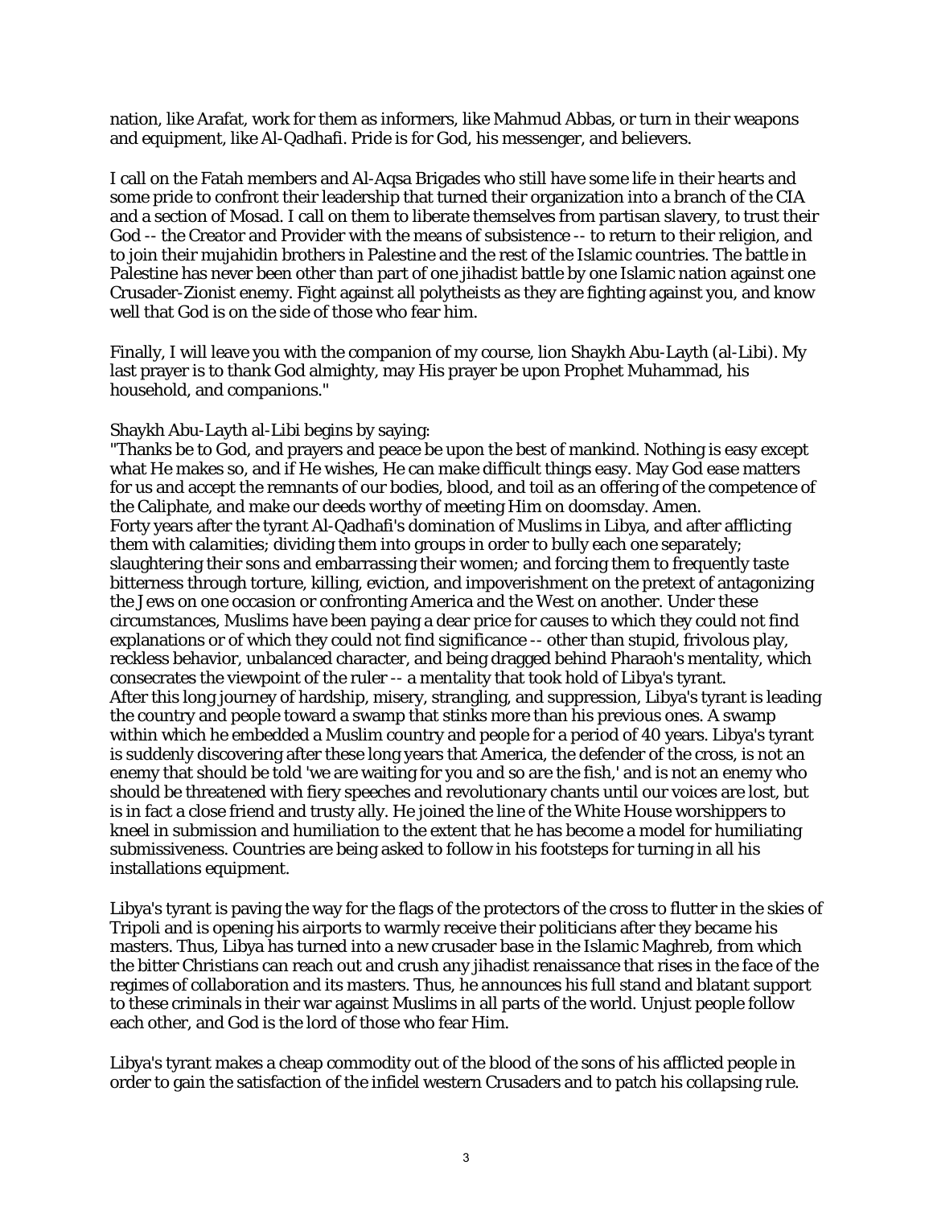nation, like Arafat, work for them as informers, like Mahmud Abbas, or turn in their weapons and equipment, like Al-Qadhafi. Pride is for God, his messenger, and believers.

I call on the Fatah members and Al-Aqsa Brigades who still have some life in their hearts and some pride to confront their leadership that turned their organization into a branch of the CIA and a section of Mosad. I call on them to liberate themselves from partisan slavery, to trust their God -- the Creator and Provider with the means of subsistence -- to return to their religion, and to join their mujahidin brothers in Palestine and the rest of the Islamic countries. The battle in Palestine has never been other than part of one jihadist battle by one Islamic nation against one Crusader-Zionist enemy. Fight against all polytheists as they are fighting against you, and know well that God is on the side of those who fear him.

Finally, I will leave you with the companion of my course, lion Shaykh Abu-Layth (al-Libi). My last prayer is to thank God almighty, may His prayer be upon Prophet Muhammad, his household, and companions."

Shaykh Abu-Layth al-Libi begins by saying:
"Thanks be to God, and prayers and peace be upon the best of mankind. Nothing is easy except what He makes so, and if He wishes, He can make difficult things easy. May God ease matters for us and accept the remnants of our bodies, blood, and toil as an offering of the competence of the Caliphate, and make our deeds worthy of meeting Him on doomsday. Amen.
Forty years after the tyrant Al-Qadhafi's domination of Muslims in Libya, and after afflicting them with calamities; dividing them into groups in order to bully each one separately; slaughtering their sons and embarrassing their women; and forcing them to frequently taste bitterness through torture, killing, eviction, and impoverishment on the pretext of antagonizing the Jews on one occasion or confronting America and the West on another. Under these circumstances, Muslims have been paying a dear price for causes to which they could not find explanations or of which they could not find significance -- other than stupid, frivolous play, reckless behavior, unbalanced character, and being dragged behind Pharaoh's mentality, which consecrates the viewpoint of the ruler -- a mentality that took hold of Libya's tyrant.
After this long journey of hardship, misery, strangling, and suppression, Libya's tyrant is leading the country and people toward a swamp that stinks more than his previous ones. A swamp within which he embedded a Muslim country and people for a period of 40 years. Libya's tyrant is suddenly discovering after these long years that America, the defender of the cross, is not an enemy that should be told 'we are waiting for you and so are the fish,' and is not an enemy who should be threatened with fiery speeches and revolutionary chants until our voices are lost, but is in fact a close friend and trusty ally. He joined the line of the White House worshippers to kneel in submission and humiliation to the extent that he has become a model for humiliating submissiveness. Countries are being asked to follow in his footsteps for turning in all his installations equipment.

Libya's tyrant is paving the way for the flags of the protectors of the cross to flutter in the skies of Tripoli and is opening his airports to warmly receive their politicians after they became his masters. Thus, Libya has turned into a new crusader base in the Islamic Maghreb, from which the bitter Christians can reach out and crush any jihadist renaissance that rises in the face of the regimes of collaboration and its masters. Thus, he announces his full stand and blatant support to these criminals in their war against Muslims in all parts of the world. Unjust people follow each other, and God is the lord of those who fear Him.

Libya's tyrant makes a cheap commodity out of the blood of the sons of his afflicted people in order to gain the satisfaction of the infidel western Crusaders and to patch his collapsing rule.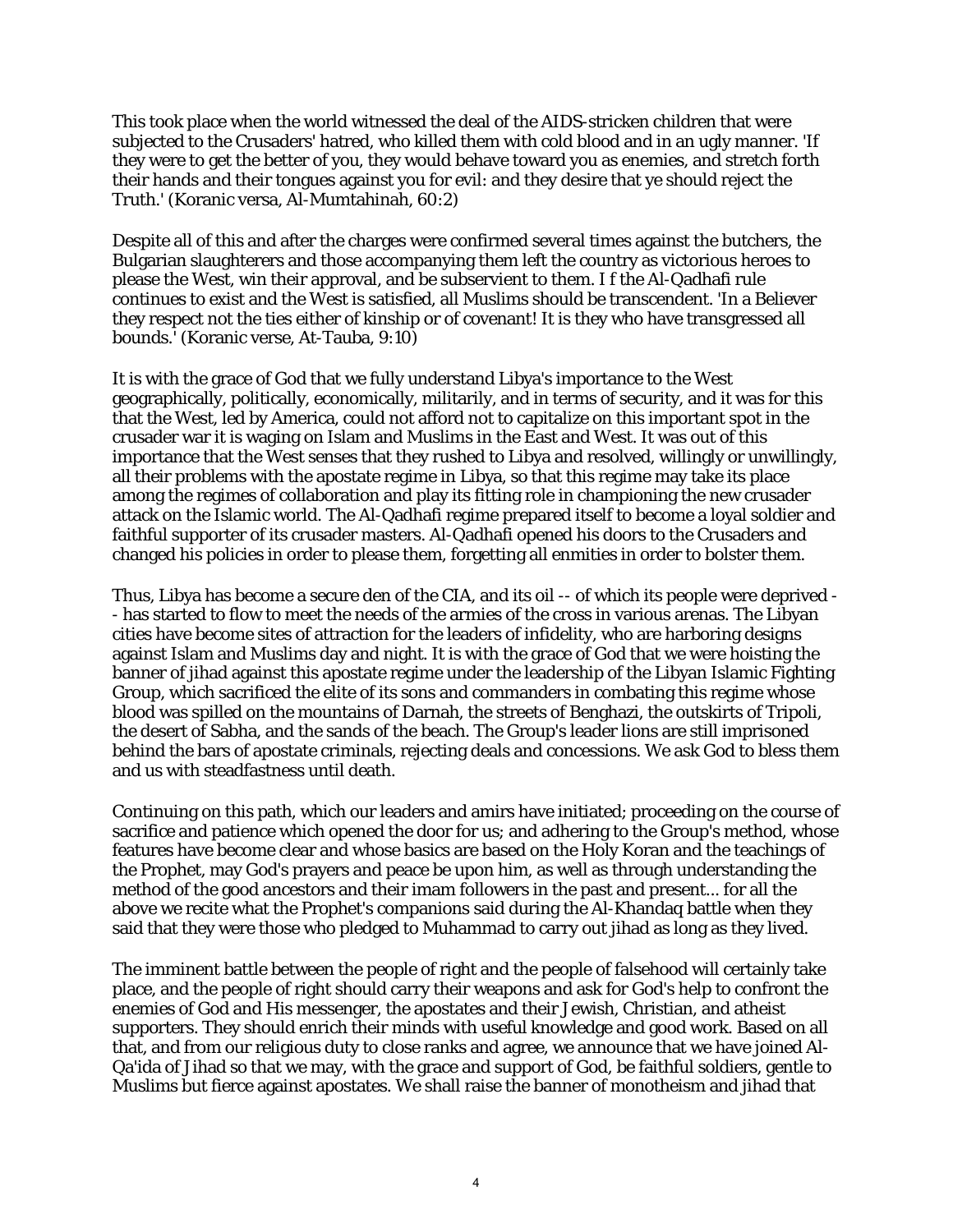This took place when the world witnessed the deal of the AIDS-stricken children that were subjected to the Crusaders' hatred, who killed them with cold blood and in an ugly manner. 'If they were to get the better of you, they would behave toward you as enemies, and stretch forth their hands and their tongues against you for evil: and they desire that ye should reject the Truth.' (Koranic versa, Al-Mumtahinah, 60:2)

Despite all of this and after the charges were confirmed several times against the butchers, the Bulgarian slaughterers and those accompanying them left the country as victorious heroes to please the West, win their approval, and be subservient to them. I f the Al-Qadhafi rule continues to exist and the West is satisfied, all Muslims should be transcendent. 'In a Believer they respect not the ties either of kinship or of covenant! It is they who have transgressed all bounds.' (Koranic verse, At-Tauba, 9:10)

It is with the grace of God that we fully understand Libya's importance to the West geographically, politically, economically, militarily, and in terms of security, and it was for this that the West, led by America, could not afford not to capitalize on this important spot in the crusader war it is waging on Islam and Muslims in the East and West. It was out of this importance that the West senses that they rushed to Libya and resolved, willingly or unwillingly, all their problems with the apostate regime in Libya, so that this regime may take its place among the regimes of collaboration and play its fitting role in championing the new crusader attack on the Islamic world. The Al-Qadhafi regime prepared itself to become a loyal soldier and faithful supporter of its crusader masters. Al-Qadhafi opened his doors to the Crusaders and changed his policies in order to please them, forgetting all enmities in order to bolster them.

Thus, Libya has become a secure den of the CIA, and its oil -- of which its people were deprived -- has started to flow to meet the needs of the armies of the cross in various arenas. The Libyan cities have become sites of attraction for the leaders of infidelity, who are harboring designs against Islam and Muslims day and night. It is with the grace of God that we were hoisting the banner of jihad against this apostate regime under the leadership of the Libyan Islamic Fighting Group, which sacrificed the elite of its sons and commanders in combating this regime whose blood was spilled on the mountains of Darnah, the streets of Benghazi, the outskirts of Tripoli, the desert of Sabha, and the sands of the beach. The Group's leader lions are still imprisoned behind the bars of apostate criminals, rejecting deals and concessions. We ask God to bless them and us with steadfastness until death.

Continuing on this path, which our leaders and amirs have initiated; proceeding on the course of sacrifice and patience which opened the door for us; and adhering to the Group's method, whose features have become clear and whose basics are based on the Holy Koran and the teachings of the Prophet, may God's prayers and peace be upon him, as well as through understanding the method of the good ancestors and their imam followers in the past and present... for all the above we recite what the Prophet's companions said during the Al-Khandaq battle when they said that they were those who pledged to Muhammad to carry out jihad as long as they lived.

The imminent battle between the people of right and the people of falsehood will certainly take place, and the people of right should carry their weapons and ask for God's help to confront the enemies of God and His messenger, the apostates and their Jewish, Christian, and atheist supporters. They should enrich their minds with useful knowledge and good work. Based on all that, and from our religious duty to close ranks and agree, we announce that we have joined Al-Qa'ida of Jihad so that we may, with the grace and support of God, be faithful soldiers, gentle to Muslims but fierce against apostates. We shall raise the banner of monotheism and jihad that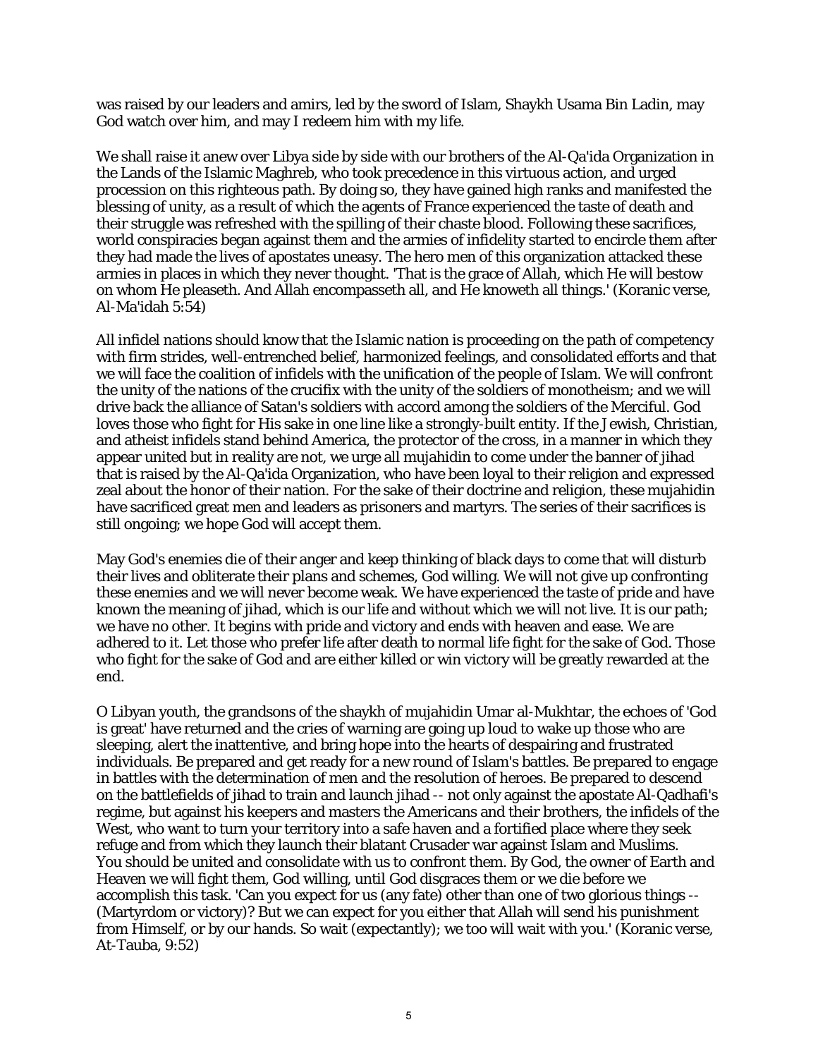was raised by our leaders and amirs, led by the sword of Islam, Shaykh Usama Bin Ladin, may God watch over him, and may I redeem him with my life.

We shall raise it anew over Libya side by side with our brothers of the Al-Qa'ida Organization in the Lands of the Islamic Maghreb, who took precedence in this virtuous action, and urged procession on this righteous path. By doing so, they have gained high ranks and manifested the blessing of unity, as a result of which the agents of France experienced the taste of death and their struggle was refreshed with the spilling of their chaste blood. Following these sacrifices, world conspiracies began against them and the armies of infidelity started to encircle them after they had made the lives of apostates uneasy. The hero men of this organization attacked these armies in places in which they never thought. 'That is the grace of Allah, which He will bestow on whom He pleaseth. And Allah encompasseth all, and He knoweth all things.' (Koranic verse, Al-Ma'idah 5:54)

All infidel nations should know that the Islamic nation is proceeding on the path of competency with firm strides, well-entrenched belief, harmonized feelings, and consolidated efforts and that we will face the coalition of infidels with the unification of the people of Islam. We will confront the unity of the nations of the crucifix with the unity of the soldiers of monotheism; and we will drive back the alliance of Satan's soldiers with accord among the soldiers of the Merciful. God loves those who fight for His sake in one line like a strongly-built entity. If the Jewish, Christian, and atheist infidels stand behind America, the protector of the cross, in a manner in which they appear united but in reality are not, we urge all mujahidin to come under the banner of jihad that is raised by the Al-Qa'ida Organization, who have been loyal to their religion and expressed zeal about the honor of their nation. For the sake of their doctrine and religion, these mujahidin have sacrificed great men and leaders as prisoners and martyrs. The series of their sacrifices is still ongoing; we hope God will accept them.

May God's enemies die of their anger and keep thinking of black days to come that will disturb their lives and obliterate their plans and schemes, God willing. We will not give up confronting these enemies and we will never become weak. We have experienced the taste of pride and have known the meaning of jihad, which is our life and without which we will not live. It is our path; we have no other. It begins with pride and victory and ends with heaven and ease. We are adhered to it. Let those who prefer life after death to normal life fight for the sake of God. Those who fight for the sake of God and are either killed or win victory will be greatly rewarded at the end.

O Libyan youth, the grandsons of the shaykh of mujahidin Umar al-Mukhtar, the echoes of 'God is great' have returned and the cries of warning are going up loud to wake up those who are sleeping, alert the inattentive, and bring hope into the hearts of despairing and frustrated individuals. Be prepared and get ready for a new round of Islam's battles. Be prepared to engage in battles with the determination of men and the resolution of heroes. Be prepared to descend on the battlefields of jihad to train and launch jihad -- not only against the apostate Al-Qadhafi's regime, but against his keepers and masters the Americans and their brothers, the infidels of the West, who want to turn your territory into a safe haven and a fortified place where they seek refuge and from which they launch their blatant Crusader war against Islam and Muslims. You should be united and consolidate with us to confront them. By God, the owner of Earth and Heaven we will fight them, God willing, until God disgraces them or we die before we accomplish this task. 'Can you expect for us (any fate) other than one of two glorious things -- (Martyrdom or victory)? But we can expect for you either that Allah will send his punishment from Himself, or by our hands. So wait (expectantly); we too will wait with you.' (Koranic verse, At-Tauba, 9:52)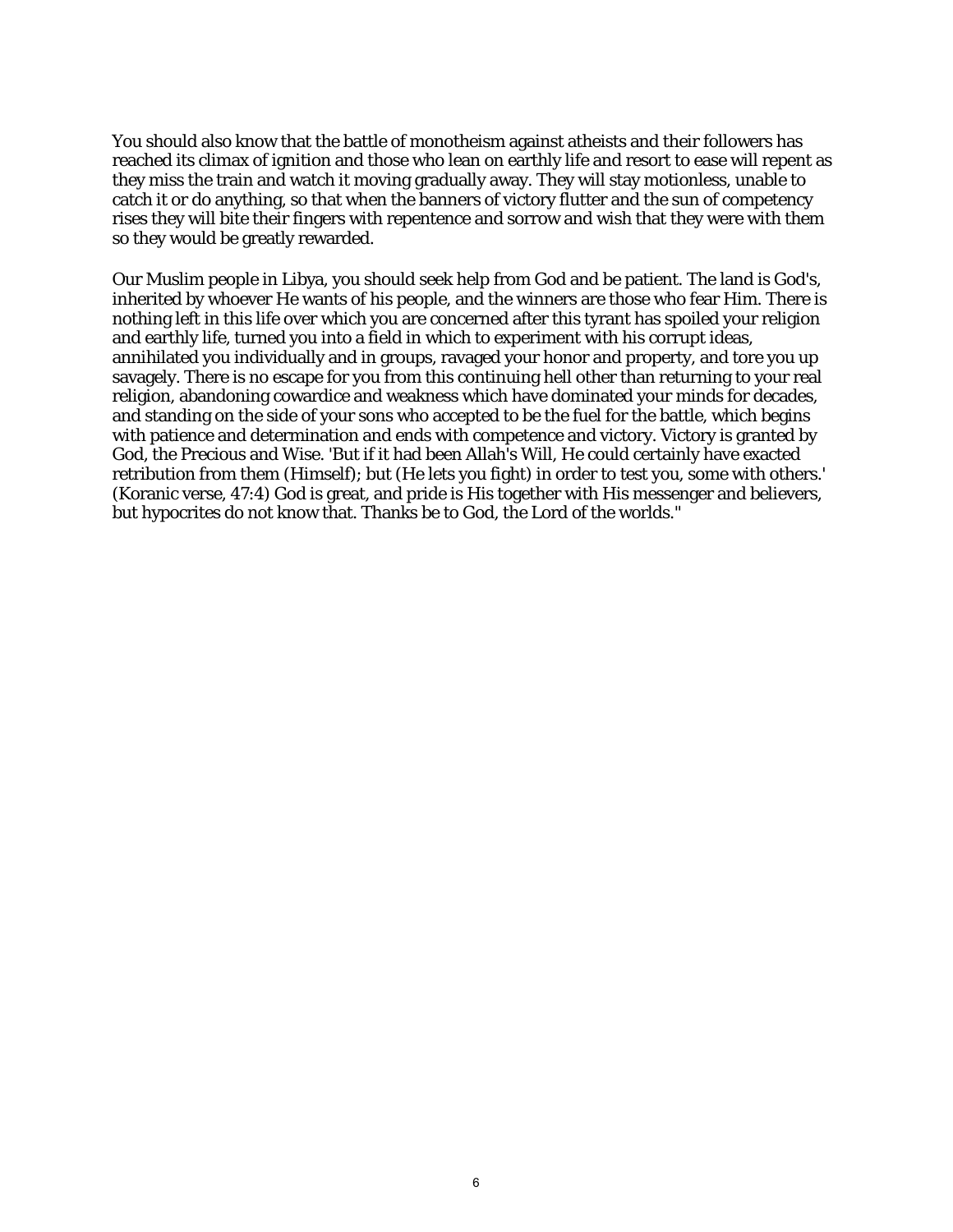You should also know that the battle of monotheism against atheists and their followers has reached its climax of ignition and those who lean on earthly life and resort to ease will repent as they miss the train and watch it moving gradually away. They will stay motionless, unable to catch it or do anything, so that when the banners of victory flutter and the sun of competency rises they will bite their fingers with repentence and sorrow and wish that they were with them so they would be greatly rewarded.

Our Muslim people in Libya, you should seek help from God and be patient. The land is God's, inherited by whoever He wants of his people, and the winners are those who fear Him. There is nothing left in this life over which you are concerned after this tyrant has spoiled your religion and earthly life, turned you into a field in which to experiment with his corrupt ideas, annihilated you individually and in groups, ravaged your honor and property, and tore you up savagely. There is no escape for you from this continuing hell other than returning to your real religion, abandoning cowardice and weakness which have dominated your minds for decades, and standing on the side of your sons who accepted to be the fuel for the battle, which begins with patience and determination and ends with competence and victory. Victory is granted by God, the Precious and Wise. 'But if it had been Allah's Will, He could certainly have exacted retribution from them (Himself); but (He lets you fight) in order to test you, some with others.' (Koranic verse, 47:4) God is great, and pride is His together with His messenger and believers, but hypocrites do not know that. Thanks be to God, the Lord of the worlds."